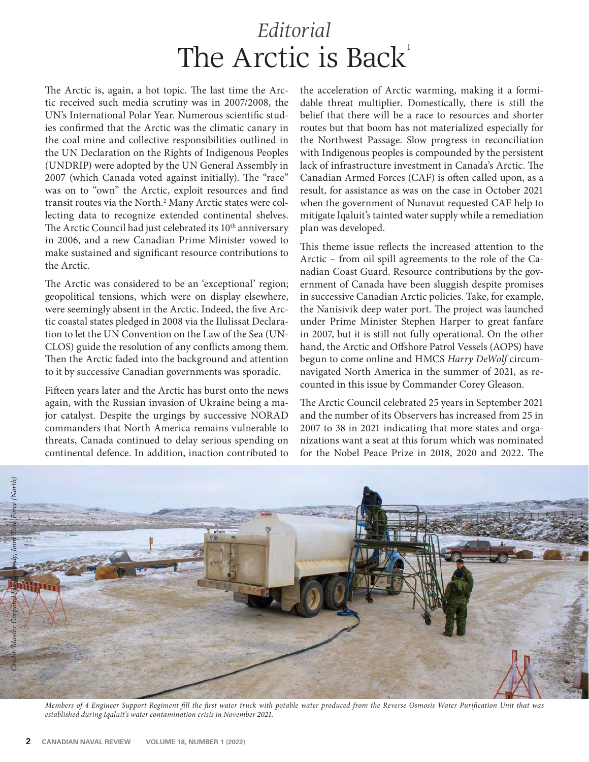*Editorial*

# The Arctic is Back[1]

The Arctic is, again, a hot topic. The last time the Arctic received such media scrutiny was in 2007/2008, the UN's International Polar Year. Numerous scientific studies confirmed that the Arctic was the climatic canary in the coal mine and collective responsibilities outlined in the UN Declaration on the Rights of Indigenous Peoples (UNDRIP) were adopted by the UN General Assembly in 2007 (which Canada voted against initially). The "race" was on to "own" the Arctic, exploit resources and find transit routes via the North.[2] Many Arctic states were collecting data to recognize extended continental shelves. The Arctic Council had just celebrated its 10th anniversary in 2006, and a new Canadian Prime Minister vowed to make sustained and significant resource contributions to the Arctic.

The Arctic was considered to be an 'exceptional' region; geopolitical tensions, which were on display elsewhere, were seemingly absent in the Arctic. Indeed, the five Arctic coastal states pledged in 2008 via the Ilulissat Declaration to let the UN Convention on the Law of the Sea (UNCLOS) guide the resolution of any conflicts among them. Then the Arctic faded into the background and attention to it by successive Canadian governments was sporadic.

Fifteen years later and the Arctic has burst onto the news again, with the Russian invasion of Ukraine being a major catalyst. Despite the urgings by successive NORAD commanders that North America remains vulnerable to threats, Canada continued to delay serious spending on continental defence. In addition, inaction contributed to the acceleration of Arctic warming, making it a formidable threat multiplier. Domestically, there is still the belief that there will be a race to resources and shorter routes but that boom has not materialized especially for the Northwest Passage. Slow progress in reconciliation with Indigenous peoples is compounded by the persistent lack of infrastructure investment in Canada's Arctic. The Canadian Armed Forces (CAF) is often called upon, as a result, for assistance as was on the case in October 2021 when the government of Nunavut requested CAF help to mitigate Iqaluit's tainted water supply while a remediation plan was developed.

This theme issue reflects the increased attention to the Arctic – from oil spill agreements to the role of the Canadian Coast Guard. Resource contributions by the government of Canada have been sluggish despite promises in successive Canadian Arctic policies. Take, for example, the Nanisivik deep water port. The project was launched under Prime Minister Stephen Harper to great fanfare in 2007, but it is still not fully operational. On the other hand, the Arctic and Offshore Patrol Vessels (AOPS) have begun to come online and HMCS *Harry DeWolf* circumnavigated North America in the summer of 2021, as recounted in this issue by Commander Corey Gleason.

The Arctic Council celebrated 25 years in September 2021 and the number of its Observers has increased from 25 in 2007 to 38 in 2021 indicating that more states and organizations want a seat at this forum which was nominated for the Nobel Peace Prize in 2018, 2020 and 2022. The

*Credit: Master Corporal Kennedy, Joint Task Force (North)*

*Members of 4 Engineer Support Regiment fill the first water truck with potable water produced from the Reverse Osmosis Water Purification Unit that was established during Iqaluit's water contamination crisis in November 2021.*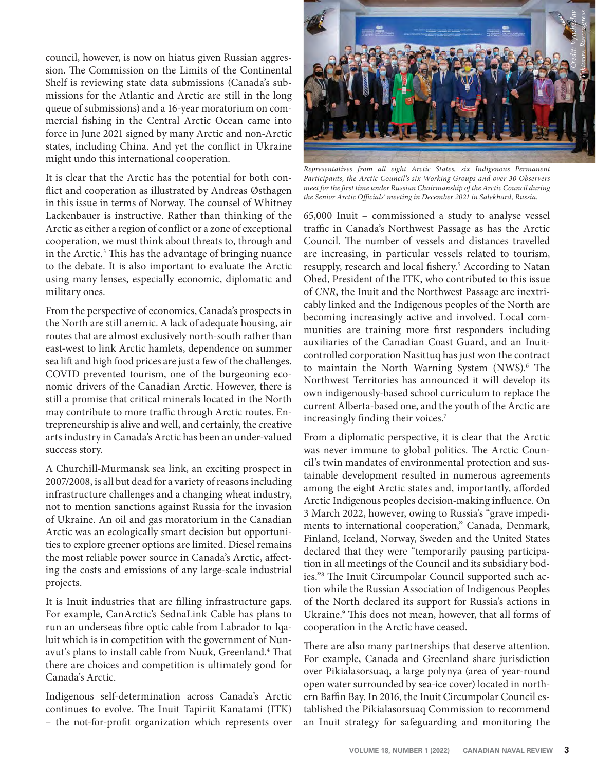council, however, is now on hiatus given Russian aggression. The Commission on the Limits of the Continental Shelf is reviewing state data submissions (Canada's submissions for the Atlantic and Arctic are still in the long queue of submissions) and a 16-year moratorium on commercial fishing in the Central Arctic Ocean came into force in June 2021 signed by many Arctic and non-Arctic states, including China. And yet the conflict in Ukraine might undo this international cooperation.

It is clear that the Arctic has the potential for both conflict and cooperation as illustrated by Andreas Østhagen in this issue in terms of Norway. The counsel of Whitney Lackenbauer is instructive. Rather than thinking of the Arctic as either a region of conflict or a zone of exceptional cooperation, we must think about threats to, through and in the Arctic.[3] This has the advantage of bringing nuance to the debate. It is also important to evaluate the Arctic using many lenses, especially economic, diplomatic and military ones.

From the perspective of economics, Canada's prospects in the North are still anemic. A lack of adequate housing, air routes that are almost exclusively north-south rather than east-west to link Arctic hamlets, dependence on summer sea lift and high food prices are just a few of the challenges. COVID prevented tourism, one of the burgeoning economic drivers of the Canadian Arctic. However, there is still a promise that critical minerals located in the North may contribute to more traffic through Arctic routes. Entrepreneurship is alive and well, and certainly, the creative arts industry in Canada's Arctic has been an under-valued success story.

A Churchill-Murmansk sea link, an exciting prospect in 2007/2008, is all but dead for a variety of reasons including infrastructure challenges and a changing wheat industry, not to mention sanctions against Russia for the invasion of Ukraine. An oil and gas moratorium in the Canadian Arctic was an ecologically smart decision but opportunities to explore greener options are limited. Diesel remains the most reliable power source in Canada's Arctic, affecting the costs and emissions of any large-scale industrial projects.

It is Inuit industries that are filling infrastructure gaps. For example, CanArctic's SednaLink Cable has plans to run an underseas fibre optic cable from Labrador to Iqaluit which is in competition with the government of Nunavut's plans to install cable from Nuuk, Greenland.[4] That there are choices and competition is ultimately good for Canada's Arctic.

Indigenous self-determination across Canada's Arctic continues to evolve. The Inuit Tapiriit Kanatami (ITK) – the not-for-profit organization which represents over 65,000 Inuit – commissioned a study to analyse vessel traffic in Canada's Northwest Passage as has the Arctic Council. The number of vessels and distances travelled are increasing, in particular vessels related to tourism, resupply, research and local fishery.[5] According to Natan Obed, President of the ITK, who contributed to this issue of *CNR*, the Inuit and the Northwest Passage are inextricably linked and the Indigenous peoples of the North are becoming increasingly active and involved. Local communities are training more first responders including auxiliaries of the Canadian Coast Guard, and an Inuit-controlled corporation Nasittuq has just won the contract to maintain the North Warning System (NWS).[6] The Northwest Territories has announced it will develop its own indigenously-based school curriculum to replace the current Alberta-based one, and the youth of the Arctic are increasingly finding their voices.[7]

*Representatives from all eight Arctic States, six Indigenous Permanent Participants, the Arctic Council's six Working Groups and over 30 Observers meet for the first time under Russian Chairmanship of the Arctic Council during the Senior Arctic Officials' meeting in December 2021 in Salekhard, Russia.*

*Credit: Vyacheslav Viktorov, Roscongress*

From a diplomatic perspective, it is clear that the Arctic was never immune to global politics. The Arctic Council's twin mandates of environmental protection and sustainable development resulted in numerous agreements among the eight Arctic states and, importantly, afforded Arctic Indigenous peoples decision-making influence. On 3 March 2022, however, owing to Russia's "grave impediments to international cooperation," Canada, Denmark, Finland, Iceland, Norway, Sweden and the United States declared that they were "temporarily pausing participation in all meetings of the Council and its subsidiary bodies."[8] The Inuit Circumpolar Council supported such action while the Russian Association of Indigenous Peoples of the North declared its support for Russia's actions in Ukraine.[9] This does not mean, however, that all forms of cooperation in the Arctic have ceased.

There are also many partnerships that deserve attention. For example, Canada and Greenland share jurisdiction over Pikialasorsuaq, a large polynya (area of year-round open water surrounded by sea-ice cover) located in northern Baffin Bay. In 2016, the Inuit Circumpolar Council established the Pikialasorsuaq Commission to recommend an Inuit strategy for safeguarding and monitoring the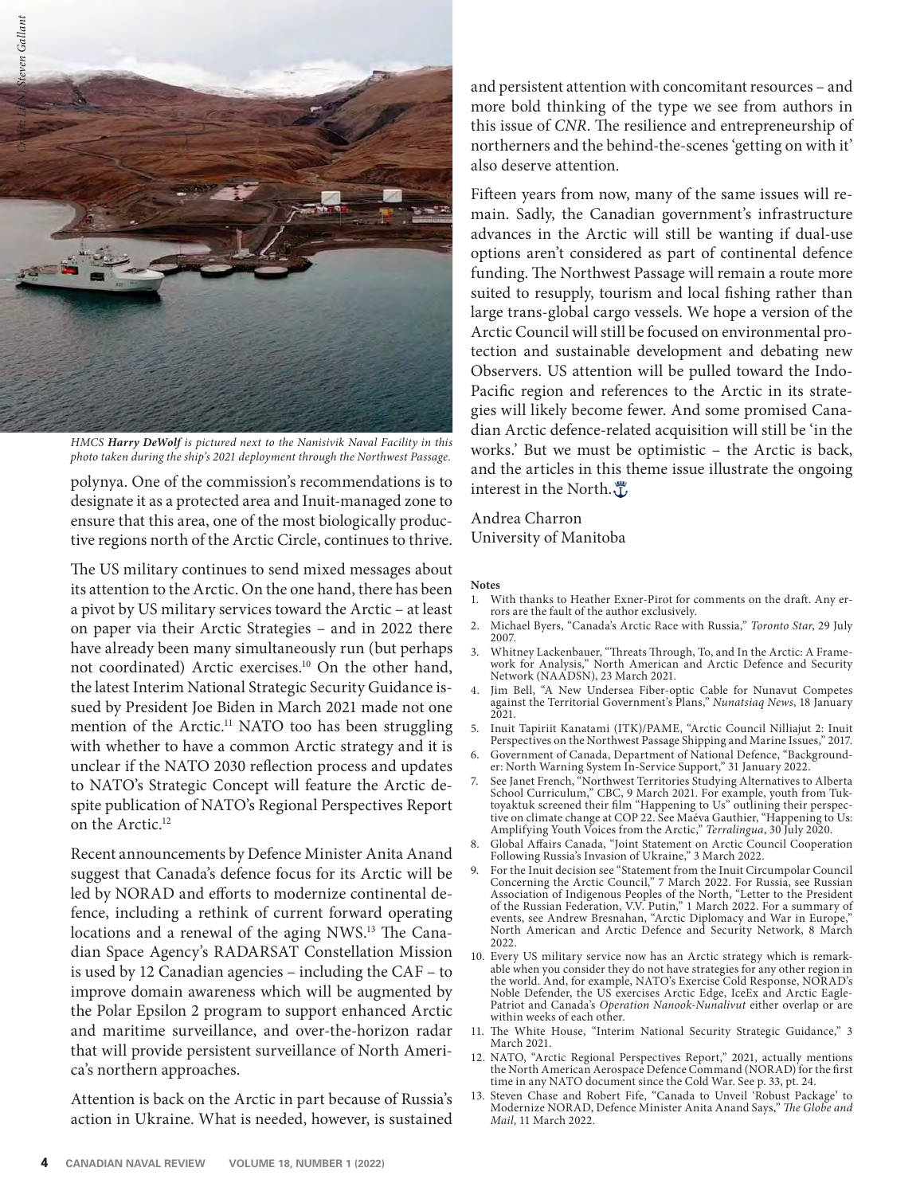*HMCS **Harry DeWolf** is pictured next to the Nanisivik Naval Facility in this photo taken during the ship's 2021 deployment through the Northwest Passage.*

polynya. One of the commission's recommendations is to designate it as a protected area and Inuit-managed zone to ensure that this area, one of the most biologically productive regions north of the Arctic Circle, continues to thrive.

The US military continues to send mixed messages about its attention to the Arctic. On the one hand, there has been a pivot by US military services toward the Arctic – at least on paper via their Arctic Strategies – and in 2022 there have already been many simultaneously run (but perhaps not coordinated) Arctic exercises.[10] On the other hand, the latest Interim National Strategic Security Guidance issued by President Joe Biden in March 2021 made not one mention of the Arctic.[11] NATO too has been struggling with whether to have a common Arctic strategy and it is unclear if the NATO 2030 reflection process and updates to NATO's Strategic Concept will feature the Arctic despite publication of NATO's Regional Perspectives Report on the Arctic.[12]

Recent announcements by Defence Minister Anita Anand suggest that Canada's defence focus for its Arctic will be led by NORAD and efforts to modernize continental defence, including a rethink of current forward operating locations and a renewal of the aging NWS.[13] The Canadian Space Agency's RADARSAT Constellation Mission is used by 12 Canadian agencies – including the CAF – to improve domain awareness which will be augmented by the Polar Epsilon 2 program to support enhanced Arctic and maritime surveillance, and over-the-horizon radar that will provide persistent surveillance of North America's northern approaches.

Attention is back on the Arctic in part because of Russia's action in Ukraine. What is needed, however, is sustained and persistent attention with concomitant resources – and more bold thinking of the type we see from authors in this issue of *CNR*. The resilience and entrepreneurship of northerners and the behind-the-scenes 'getting on with it' also deserve attention.

Fifteen years from now, many of the same issues will remain. Sadly, the Canadian government's infrastructure advances in the Arctic will still be wanting if dual-use options aren't considered as part of continental defence funding. The Northwest Passage will remain a route more suited to resupply, tourism and local fishing rather than large trans-global cargo vessels. We hope a version of the Arctic Council will still be focused on environmental protection and sustainable development and debating new Observers. US attention will be pulled toward the Indo-Pacific region and references to the Arctic in its strategies will likely become fewer. And some promised Canadian Arctic defence-related acquisition will still be 'in the works.' But we must be optimistic – the Arctic is back, and the articles in this theme issue illustrate the ongoing interest in the North.

Andrea Charron
University of Manitoba

**Notes**

1. With thanks to Heather Exner-Pirot for comments on the draft. Any errors are the fault of the author exclusively.
2. Michael Byers, "Canada's Arctic Race with Russia," *Toronto Star*, 29 July 2007.
3. Whitney Lackenbauer, "Threats Through, To, and In the Arctic: A Framework for Analysis," North American and Arctic Defence and Security Network (NAADSN), 23 March 2021.
4. Jim Bell, "A New Undersea Fiber-optic Cable for Nunavut Competes against the Territorial Government's Plans," *Nunatsiaq News*, 18 January 2021.
5. Inuit Tapiriit Kanatami (ITK)/PAME, "Arctic Council Nilliajut 2: Inuit Perspectives on the Northwest Passage Shipping and Marine Issues," 2017.
6. Government of Canada, Department of National Defence, "Backgrounder: North Warning System In-Service Support," 31 January 2022.
7. See Janet French, "Northwest Territories Studying Alternatives to Alberta School Curriculum," CBC, 9 March 2021. For example, youth from Tuktoyaktuk screened their film "Happening to Us" outlining their perspective on climate change at COP 22. See Maéva Gauthier, "Happening to Us: Amplifying Youth Voices from the Arctic," *Terralingua*, 30 July 2020.
8. Global Affairs Canada, "Joint Statement on Arctic Council Cooperation Following Russia's Invasion of Ukraine," 3 March 2022.
9. For the Inuit decision see "Statement from the Inuit Circumpolar Council Concerning the Arctic Council," 7 March 2022. For Russia, see Russian Association of Indigenous Peoples of the North, "Letter to the President of the Russian Federation, V.V. Putin," 1 March 2022. For a summary of events, see Andrew Bresnahan, "Arctic Diplomacy and War in Europe," North American and Arctic Defence and Security Network, 8 March 2022.
10. Every US military service now has an Arctic strategy which is remarkable when you consider they do not have strategies for any other region in the world. And, for example, NATO's Exercise Cold Response, NORAD's Noble Defender, the US exercises Arctic Edge, IceEx and Arctic Eagle-Patriot and Canada's *Operation Nanook-Nunalivut* either overlap or are within weeks of each other.
11. The White House, "Interim National Security Strategic Guidance," 3 March 2021.
12. NATO, "Arctic Regional Perspectives Report," 2021, actually mentions the North American Aerospace Defence Command (NORAD) for the first time in any NATO document since the Cold War. See p. 33, pt. 24.
13. Steven Chase and Robert Fife, "Canada to Unveil 'Robust Package' to Modernize NORAD, Defence Minister Anita Anand Says," *The Globe and Mail*, 11 March 2022.